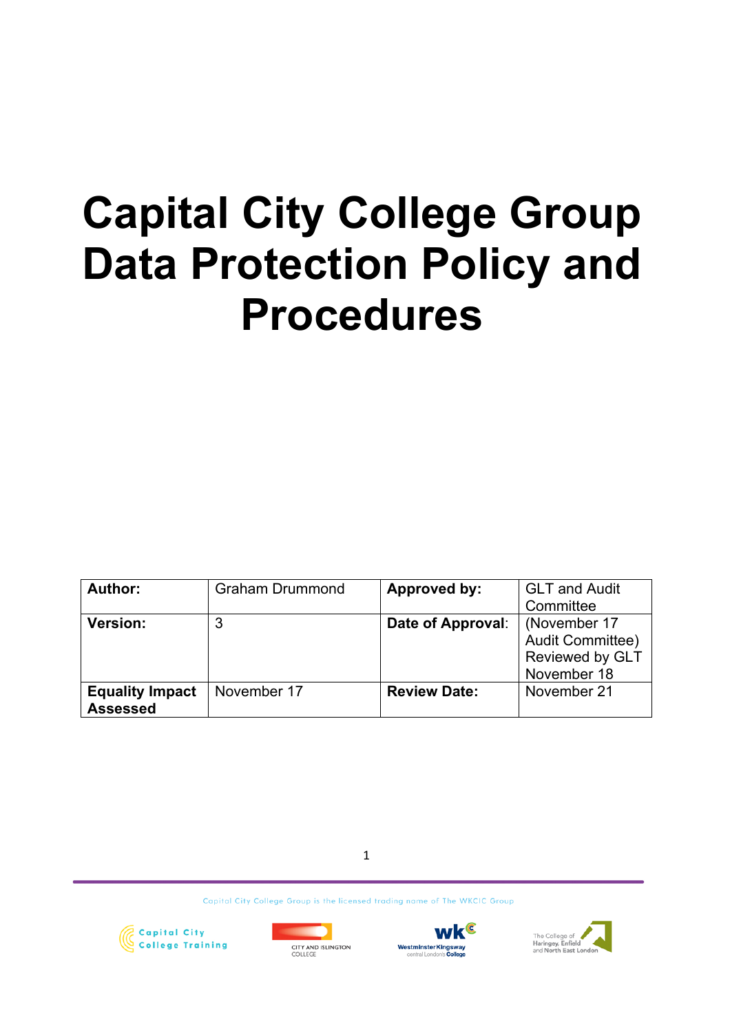# Capital City College Group Data Protection Policy and Procedures

| **Author:** | Graham Drummond | **Approved by:** | GLT and Audit Committee |
|---|---|---|---|
| **Version:** | 3 | **Date of Approval**: | (November 17 Audit Committee) Reviewed by GLT November 18 |
| **Equality Impact Assessed** | November 17 | **Review Date:** | November 21 |

Capital City College Group is the licensed trading name of The WKCIC Group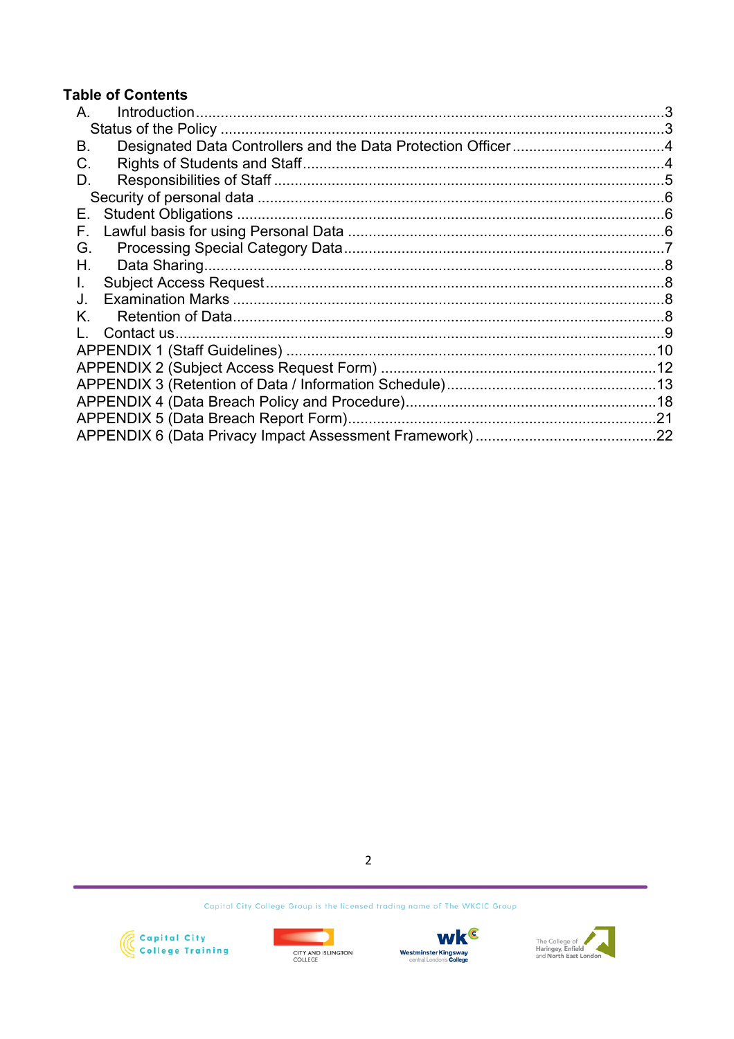## Table of Contents

A. Introduction....................................................................................................3
Status of the Policy .............................................................................................3
B. Designated Data Controllers and the Data Protection Officer .....................................4
C. Rights of Students and Staff.......................................................................................4
D. Responsibilities of Staff ...............................................................................................5
Security of personal data ..............................................................................................6
E. Student Obligations .....................................................................................................6
F. Lawful basis for using Personal Data .........................................................................6
G. Processing Special Category Data..............................................................................7
H. Data Sharing................................................................................................................8
I. Subject Access Request................................................................................................8
J. Examination Marks .......................................................................................................8
K. Retention of Data.........................................................................................................8
L. Contact us.....................................................................................................................9
APPENDIX 1 (Staff Guidelines) .......................................................................................10
APPENDIX 2 (Subject Access Request Form) ..................................................................12
APPENDIX 3 (Retention of Data / Information Schedule)..................................................13
APPENDIX 4 (Data Breach Policy and Procedure)............................................................18
APPENDIX 5 (Data Breach Report Form).........................................................................21
APPENDIX 6 (Data Privacy Impact Assessment Framework) ...........................................22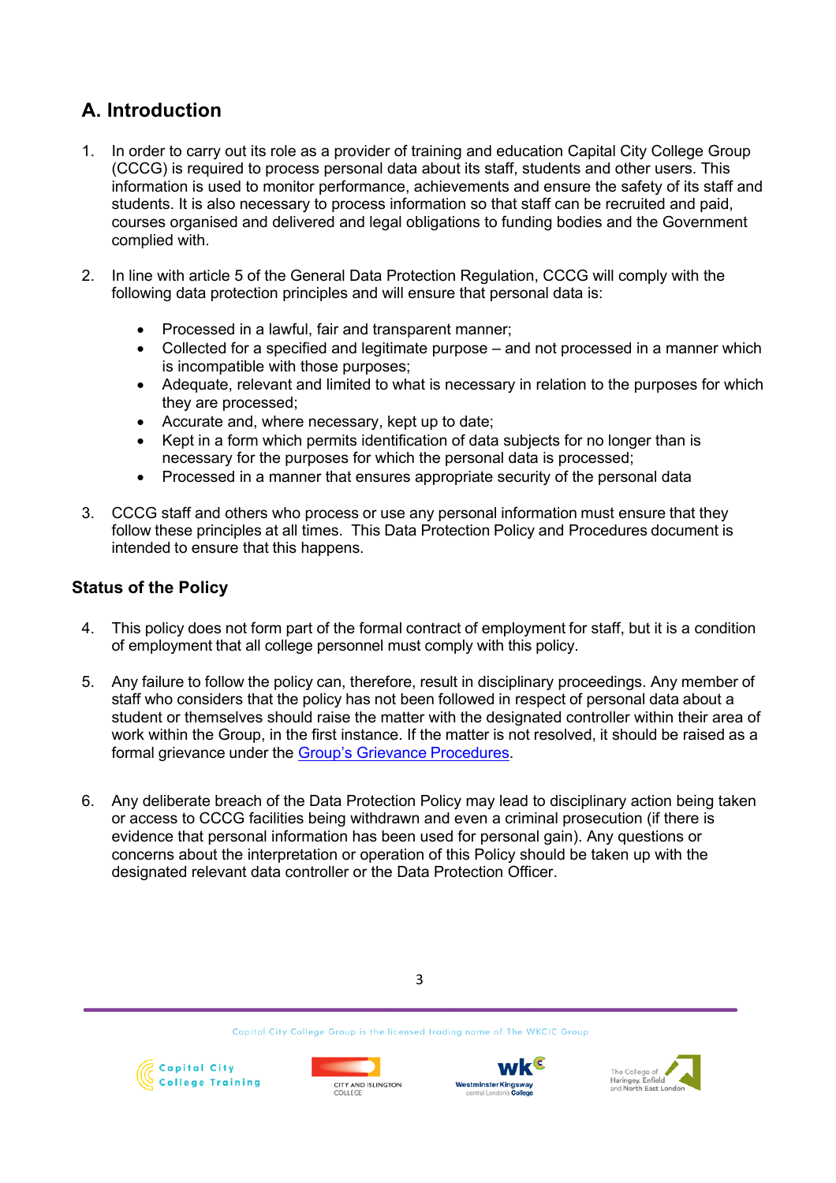## A. Introduction

1. In order to carry out its role as a provider of training and education Capital City College Group (CCCG) is required to process personal data about its staff, students and other users. This information is used to monitor performance, achievements and ensure the safety of its staff and students. It is also necessary to process information so that staff can be recruited and paid, courses organised and delivered and legal obligations to funding bodies and the Government complied with.

2. In line with article 5 of the General Data Protection Regulation, CCCG will comply with the following data protection principles and will ensure that personal data is:

   - Processed in a lawful, fair and transparent manner;
   - Collected for a specified and legitimate purpose – and not processed in a manner which is incompatible with those purposes;
   - Adequate, relevant and limited to what is necessary in relation to the purposes for which they are processed;
   - Accurate and, where necessary, kept up to date;
   - Kept in a form which permits identification of data subjects for no longer than is necessary for the purposes for which the personal data is processed;
   - Processed in a manner that ensures appropriate security of the personal data

3. CCCG staff and others who process or use any personal information must ensure that they follow these principles at all times. This Data Protection Policy and Procedures document is intended to ensure that this happens.

### Status of the Policy

4. This policy does not form part of the formal contract of employment for staff, but it is a condition of employment that all college personnel must comply with this policy.

5. Any failure to follow the policy can, therefore, result in disciplinary proceedings. Any member of staff who considers that the policy has not been followed in respect of personal data about a student or themselves should raise the matter with the designated controller within their area of work within the Group, in the first instance. If the matter is not resolved, it should be raised as a formal grievance under the Group's Grievance Procedures.

6. Any deliberate breach of the Data Protection Policy may lead to disciplinary action being taken or access to CCCG facilities being withdrawn and even a criminal prosecution (if there is evidence that personal information has been used for personal gain). Any questions or concerns about the interpretation or operation of this Policy should be taken up with the designated relevant data controller or the Data Protection Officer.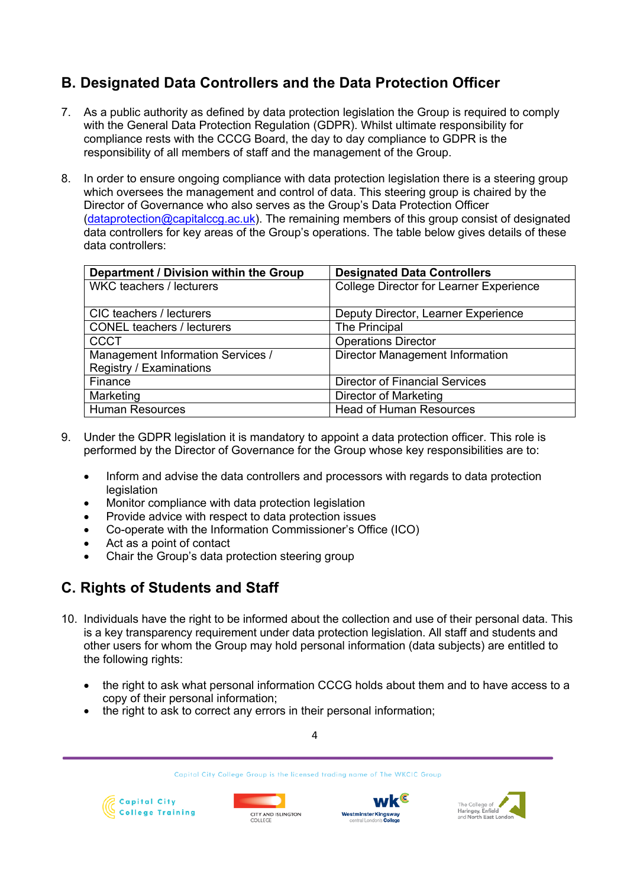## B. Designated Data Controllers and the Data Protection Officer

7. As a public authority as defined by data protection legislation the Group is required to comply with the General Data Protection Regulation (GDPR). Whilst ultimate responsibility for compliance rests with the CCCG Board, the day to day compliance to GDPR is the responsibility of all members of staff and the management of the Group.

8. In order to ensure ongoing compliance with data protection legislation there is a steering group which oversees the management and control of data. This steering group is chaired by the Director of Governance who also serves as the Group's Data Protection Officer (dataprotection@capitalccg.ac.uk). The remaining members of this group consist of designated data controllers for key areas of the Group's operations. The table below gives details of these data controllers:

| Department / Division within the Group | Designated Data Controllers |
|---|---|
| WKC teachers / lecturers | College Director for Learner Experience |
| CIC teachers / lecturers | Deputy Director, Learner Experience |
| CONEL teachers / lecturers | The Principal |
| CCCT | Operations Director |
| Management Information Services / Registry / Examinations | Director Management Information |
| Finance | Director of Financial Services |
| Marketing | Director of Marketing |
| Human Resources | Head of Human Resources |

9. Under the GDPR legislation it is mandatory to appoint a data protection officer. This role is performed by the Director of Governance for the Group whose key responsibilities are to:

   - Inform and advise the data controllers and processors with regards to data protection legislation
   - Monitor compliance with data protection legislation
   - Provide advice with respect to data protection issues
   - Co-operate with the Information Commissioner's Office (ICO)
   - Act as a point of contact
   - Chair the Group's data protection steering group

## C. Rights of Students and Staff

10. Individuals have the right to be informed about the collection and use of their personal data. This is a key transparency requirement under data protection legislation. All staff and students and other users for whom the Group may hold personal information (data subjects) are entitled to the following rights:

   - the right to ask what personal information CCCG holds about them and to have access to a copy of their personal information;
   - the right to ask to correct any errors in their personal information;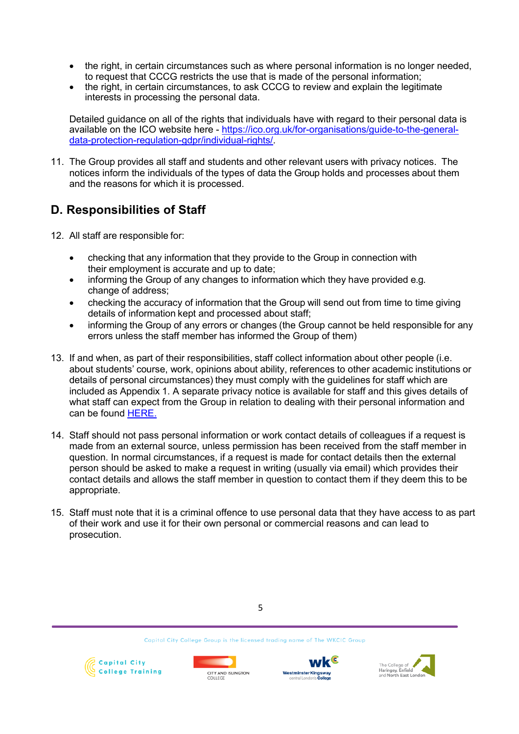- the right, in certain circumstances such as where personal information is no longer needed, to request that CCCG restricts the use that is made of the personal information;
- the right, in certain circumstances, to ask CCCG to review and explain the legitimate interests in processing the personal data.

Detailed guidance on all of the rights that individuals have with regard to their personal data is available on the ICO website here - [https://ico.org.uk/for-organisations/guide-to-the-general-data-protection-regulation-gdpr/individual-rights/](https://ico.org.uk/for-organisations/guide-to-the-general-data-protection-regulation-gdpr/individual-rights/).

11. The Group provides all staff and students and other relevant users with privacy notices. The notices inform the individuals of the types of data the Group holds and processes about them and the reasons for which it is processed.

## D. Responsibilities of Staff

12. All staff are responsible for:

    - checking that any information that they provide to the Group in connection with their employment is accurate and up to date;
    - informing the Group of any changes to information which they have provided e.g. change of address;
    - checking the accuracy of information that the Group will send out from time to time giving details of information kept and processed about staff;
    - informing the Group of any errors or changes (the Group cannot be held responsible for any errors unless the staff member has informed the Group of them)

13. If and when, as part of their responsibilities, staff collect information about other people (i.e. about students' course, work, opinions about ability, references to other academic institutions or details of personal circumstances) they must comply with the guidelines for staff which are included as Appendix 1. A separate privacy notice is available for staff and this gives details of what staff can expect from the Group in relation to dealing with their personal information and can be found HERE.

14. Staff should not pass personal information or work contact details of colleagues if a request is made from an external source, unless permission has been received from the staff member in question. In normal circumstances, if a request is made for contact details then the external person should be asked to make a request in writing (usually via email) which provides their contact details and allows the staff member in question to contact them if they deem this to be appropriate.

15. Staff must note that it is a criminal offence to use personal data that they have access to as part of their work and use it for their own personal or commercial reasons and can lead to prosecution.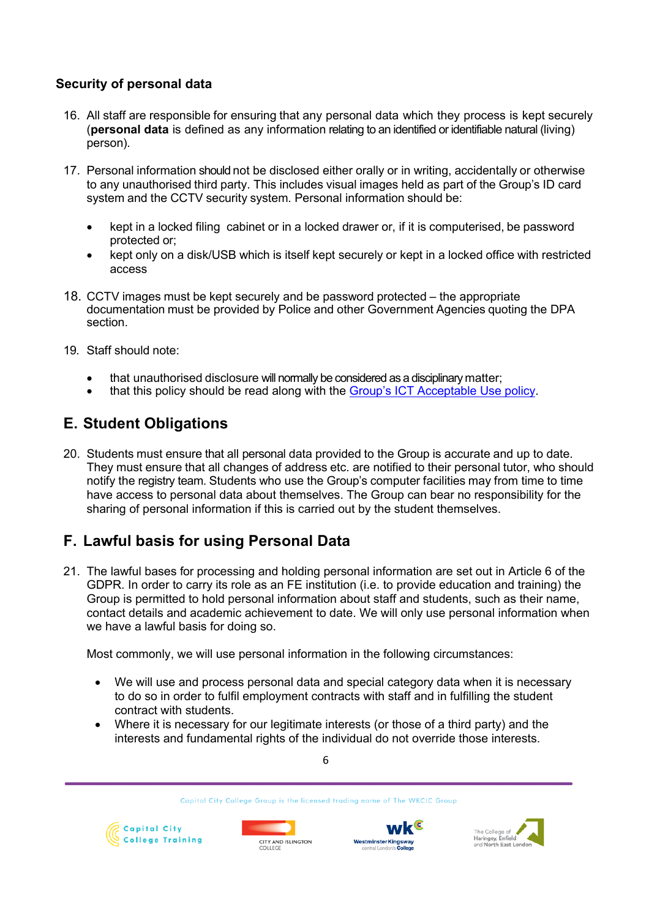### Security of personal data

16. All staff are responsible for ensuring that any personal data which they process is kept securely (**personal data** is defined as any information relating to an identified or identifiable natural (living) person).

17. Personal information should not be disclosed either orally or in writing, accidentally or otherwise to any unauthorised third party. This includes visual images held as part of the Group's ID card system and the CCTV security system. Personal information should be:

    - kept in a locked filing cabinet or in a locked drawer or, if it is computerised, be password protected or;
    - kept only on a disk/USB which is itself kept securely or kept in a locked office with restricted access

18. CCTV images must be kept securely and be password protected – the appropriate documentation must be provided by Police and other Government Agencies quoting the DPA section.

19. Staff should note:

    - that unauthorised disclosure will normally be considered as a disciplinary matter;
    - that this policy should be read along with the Group's ICT Acceptable Use policy.

## E. Student Obligations

20. Students must ensure that all personal data provided to the Group is accurate and up to date. They must ensure that all changes of address etc. are notified to their personal tutor, who should notify the registry team. Students who use the Group's computer facilities may from time to time have access to personal data about themselves. The Group can bear no responsibility for the sharing of personal information if this is carried out by the student themselves.

## F. Lawful basis for using Personal Data

21. The lawful bases for processing and holding personal information are set out in Article 6 of the GDPR. In order to carry its role as an FE institution (i.e. to provide education and training) the Group is permitted to hold personal information about staff and students, such as their name, contact details and academic achievement to date. We will only use personal information when we have a lawful basis for doing so.

    Most commonly, we will use personal information in the following circumstances:

    - We will use and process personal data and special category data when it is necessary to do so in order to fulfil employment contracts with staff and in fulfilling the student contract with students.
    - Where it is necessary for our legitimate interests (or those of a third party) and the interests and fundamental rights of the individual do not override those interests.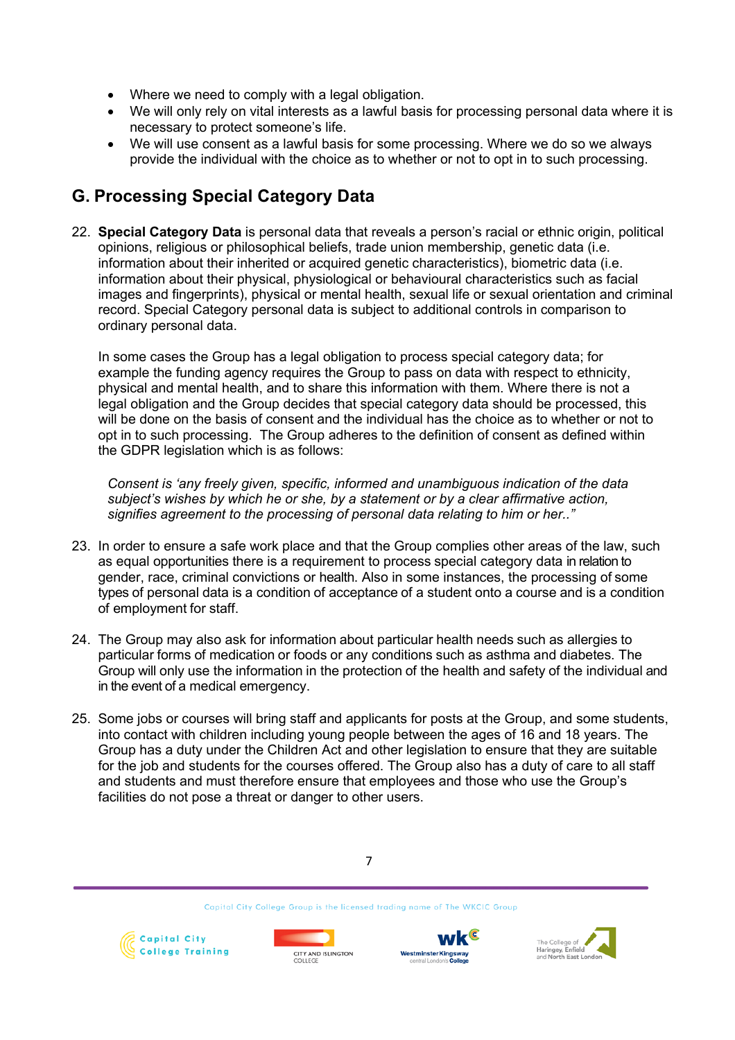- Where we need to comply with a legal obligation.
- We will only rely on vital interests as a lawful basis for processing personal data where it is necessary to protect someone's life.
- We will use consent as a lawful basis for some processing. Where we do so we always provide the individual with the choice as to whether or not to opt in to such processing.

## G. Processing Special Category Data

22. **Special Category Data** is personal data that reveals a person's racial or ethnic origin, political opinions, religious or philosophical beliefs, trade union membership, genetic data (i.e. information about their inherited or acquired genetic characteristics), biometric data (i.e. information about their physical, physiological or behavioural characteristics such as facial images and fingerprints), physical or mental health, sexual life or sexual orientation and criminal record. Special Category personal data is subject to additional controls in comparison to ordinary personal data.

    In some cases the Group has a legal obligation to process special category data; for example the funding agency requires the Group to pass on data with respect to ethnicity, physical and mental health, and to share this information with them. Where there is not a legal obligation and the Group decides that special category data should be processed, this will be done on the basis of consent and the individual has the choice as to whether or not to opt in to such processing. The Group adheres to the definition of consent as defined within the GDPR legislation which is as follows:

    *Consent is 'any freely given, specific, informed and unambiguous indication of the data subject's wishes by which he or she, by a statement or by a clear affirmative action, signifies agreement to the processing of personal data relating to him or her.."*

23. In order to ensure a safe work place and that the Group complies other areas of the law, such as equal opportunities there is a requirement to process special category data in relation to gender, race, criminal convictions or health. Also in some instances, the processing of some types of personal data is a condition of acceptance of a student onto a course and is a condition of employment for staff.

24. The Group may also ask for information about particular health needs such as allergies to particular forms of medication or foods or any conditions such as asthma and diabetes. The Group will only use the information in the protection of the health and safety of the individual and in the event of a medical emergency.

25. Some jobs or courses will bring staff and applicants for posts at the Group, and some students, into contact with children including young people between the ages of 16 and 18 years. The Group has a duty under the Children Act and other legislation to ensure that they are suitable for the job and students for the courses offered. The Group also has a duty of care to all staff and students and must therefore ensure that employees and those who use the Group's facilities do not pose a threat or danger to other users.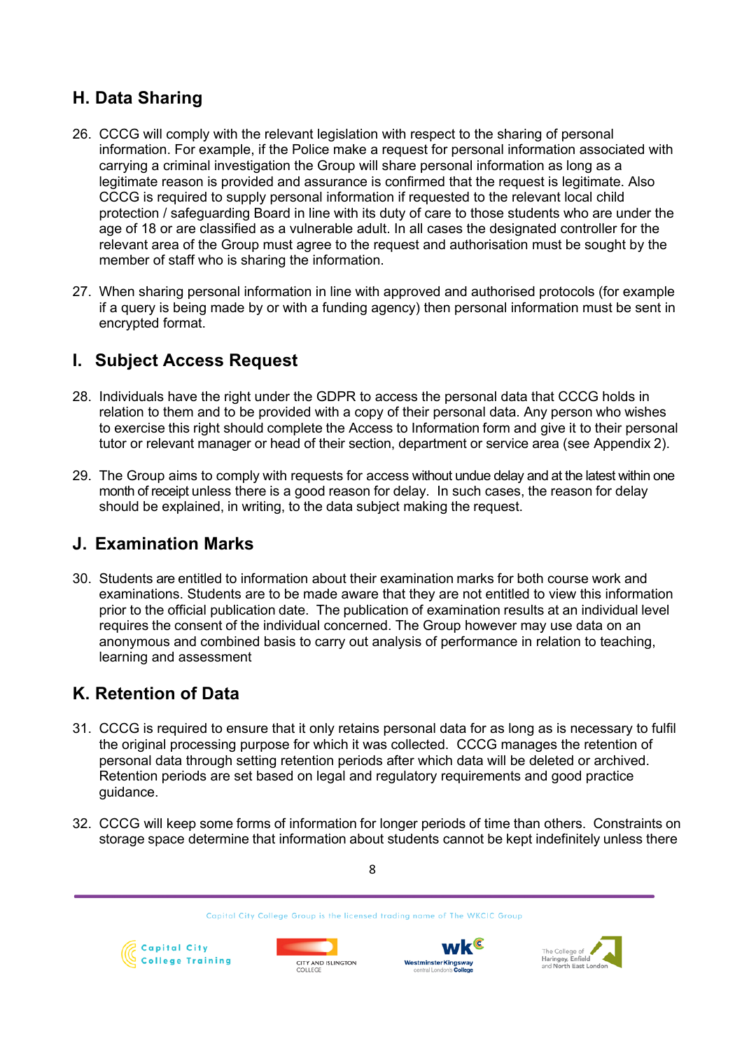## H. Data Sharing

26. CCCG will comply with the relevant legislation with respect to the sharing of personal information. For example, if the Police make a request for personal information associated with carrying a criminal investigation the Group will share personal information as long as a legitimate reason is provided and assurance is confirmed that the request is legitimate. Also CCCG is required to supply personal information if requested to the relevant local child protection / safeguarding Board in line with its duty of care to those students who are under the age of 18 or are classified as a vulnerable adult. In all cases the designated controller for the relevant area of the Group must agree to the request and authorisation must be sought by the member of staff who is sharing the information.

27. When sharing personal information in line with approved and authorised protocols (for example if a query is being made by or with a funding agency) then personal information must be sent in encrypted format.

## I. Subject Access Request

28. Individuals have the right under the GDPR to access the personal data that CCCG holds in relation to them and to be provided with a copy of their personal data. Any person who wishes to exercise this right should complete the Access to Information form and give it to their personal tutor or relevant manager or head of their section, department or service area (see Appendix 2).

29. The Group aims to comply with requests for access without undue delay and at the latest within one month of receipt unless there is a good reason for delay. In such cases, the reason for delay should be explained, in writing, to the data subject making the request.

## J. Examination Marks

30. Students are entitled to information about their examination marks for both course work and examinations. Students are to be made aware that they are not entitled to view this information prior to the official publication date. The publication of examination results at an individual level requires the consent of the individual concerned. The Group however may use data on an anonymous and combined basis to carry out analysis of performance in relation to teaching, learning and assessment

## K. Retention of Data

31. CCCG is required to ensure that it only retains personal data for as long as is necessary to fulfil the original processing purpose for which it was collected. CCCG manages the retention of personal data through setting retention periods after which data will be deleted or archived. Retention periods are set based on legal and regulatory requirements and good practice guidance.

32. CCCG will keep some forms of information for longer periods of time than others. Constraints on storage space determine that information about students cannot be kept indefinitely unless there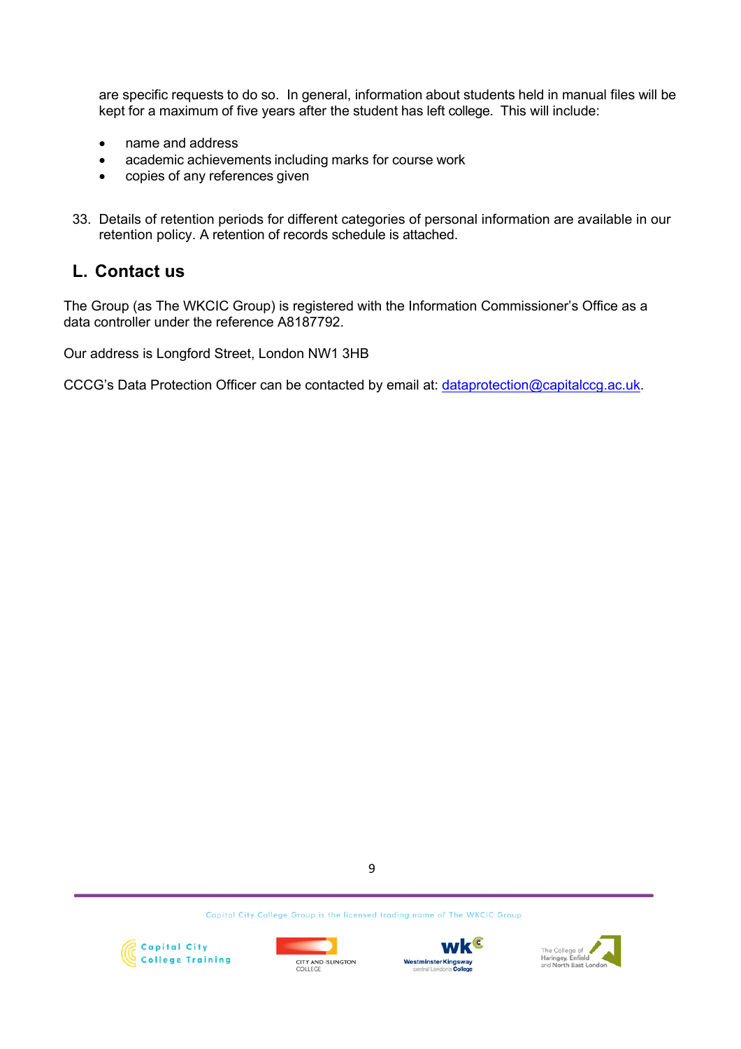are specific requests to do so. In general, information about students held in manual files will be kept for a maximum of five years after the student has left college. This will include:

- name and address
- academic achievements including marks for course work
- copies of any references given

33. Details of retention periods for different categories of personal information are available in our retention policy. A retention of records schedule is attached.

## L. Contact us

The Group (as The WKCIC Group) is registered with the Information Commissioner's Office as a data controller under the reference A8187792.

Our address is Longford Street, London NW1 3HB

CCCG's Data Protection Officer can be contacted by email at: dataprotection@capitalccg.ac.uk.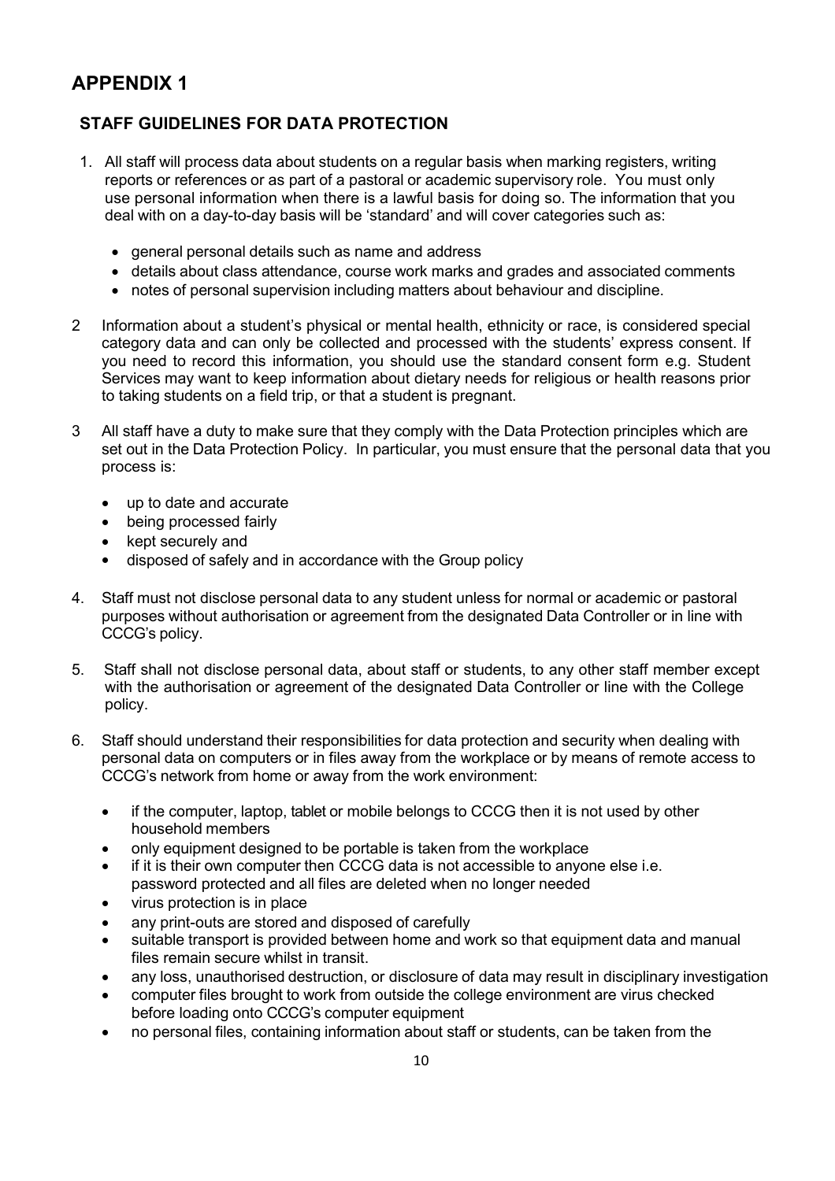# APPENDIX 1

## STAFF GUIDELINES FOR DATA PROTECTION

1. All staff will process data about students on a regular basis when marking registers, writing reports or references or as part of a pastoral or academic supervisory role. You must only use personal information when there is a lawful basis for doing so. The information that you deal with on a day-to-day basis will be 'standard' and will cover categories such as:
   - general personal details such as name and address
   - details about class attendance, course work marks and grades and associated comments
   - notes of personal supervision including matters about behaviour and discipline.

2. Information about a student's physical or mental health, ethnicity or race, is considered special category data and can only be collected and processed with the students' express consent. If you need to record this information, you should use the standard consent form e.g. Student Services may want to keep information about dietary needs for religious or health reasons prior to taking students on a field trip, or that a student is pregnant.

3. All staff have a duty to make sure that they comply with the Data Protection principles which are set out in the Data Protection Policy. In particular, you must ensure that the personal data that you process is:
   - up to date and accurate
   - being processed fairly
   - kept securely and
   - disposed of safely and in accordance with the Group policy

4. Staff must not disclose personal data to any student unless for normal or academic or pastoral purposes without authorisation or agreement from the designated Data Controller or in line with CCCG's policy.

5. Staff shall not disclose personal data, about staff or students, to any other staff member except with the authorisation or agreement of the designated Data Controller or line with the College policy.

6. Staff should understand their responsibilities for data protection and security when dealing with personal data on computers or in files away from the workplace or by means of remote access to CCCG's network from home or away from the work environment:
   - if the computer, laptop, tablet or mobile belongs to CCCG then it is not used by other household members
   - only equipment designed to be portable is taken from the workplace
   - if it is their own computer then CCCG data is not accessible to anyone else i.e. password protected and all files are deleted when no longer needed
   - virus protection is in place
   - any print-outs are stored and disposed of carefully
   - suitable transport is provided between home and work so that equipment data and manual files remain secure whilst in transit.
   - any loss, unauthorised destruction, or disclosure of data may result in disciplinary investigation
   - computer files brought to work from outside the college environment are virus checked before loading onto CCCG's computer equipment
   - no personal files, containing information about staff or students, can be taken from the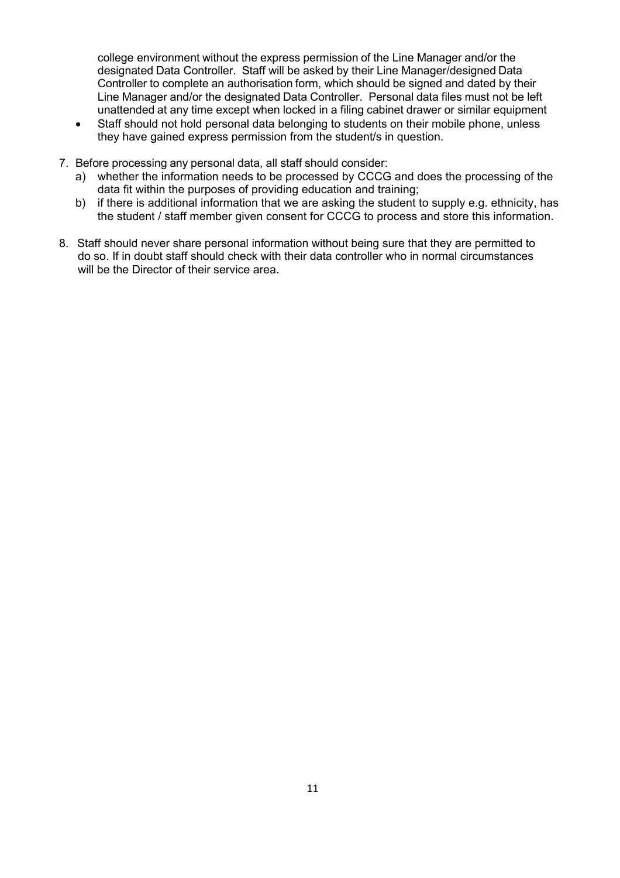college environment without the express permission of the Line Manager and/or the designated Data Controller. Staff will be asked by their Line Manager/designed Data Controller to complete an authorisation form, which should be signed and dated by their Line Manager and/or the designated Data Controller. Personal data files must not be left unattended at any time except when locked in a filing cabinet drawer or similar equipment

- Staff should not hold personal data belonging to students on their mobile phone, unless they have gained express permission from the student/s in question.

7. Before processing any personal data, all staff should consider:
   a) whether the information needs to be processed by CCCG and does the processing of the data fit within the purposes of providing education and training;
   b) if there is additional information that we are asking the student to supply e.g. ethnicity, has the student / staff member given consent for CCCG to process and store this information.

8. Staff should never share personal information without being sure that they are permitted to do so. If in doubt staff should check with their data controller who in normal circumstances will be the Director of their service area.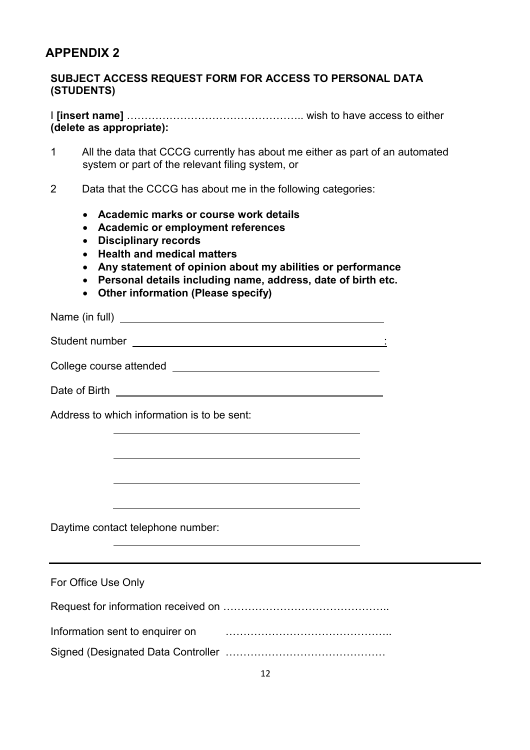## APPENDIX 2

### SUBJECT ACCESS REQUEST FORM FOR ACCESS TO PERSONAL DATA (STUDENTS)

I **[insert name]** ………………………………………….. wish to have access to either **(delete as appropriate):**

1 All the data that CCCG currently has about me either as part of an automated system or part of the relevant filing system, or

2 Data that the CCCG has about me in the following categories:

- **Academic marks or course work details**
- **Academic or employment references**
- **Disciplinary records**
- **Health and medical matters**
- **Any statement of opinion about my abilities or performance**
- **Personal details including name, address, date of birth etc.**
- **Other information (Please specify)**

Name (in full) ______________________________________________

Student number ______________________________________________:

College course attended ________________________________________

Date of Birth ________________________________________________

Address to which information is to be sent:

______________________________________________

______________________________________________

______________________________________________

______________________________________________

Daytime contact telephone number:

______________________________________________

---

For Office Use Only

Request for information received on ………………………………………..

Information sent to enquirer on ………………………………………..

Signed (Designated Data Controller ………………………………………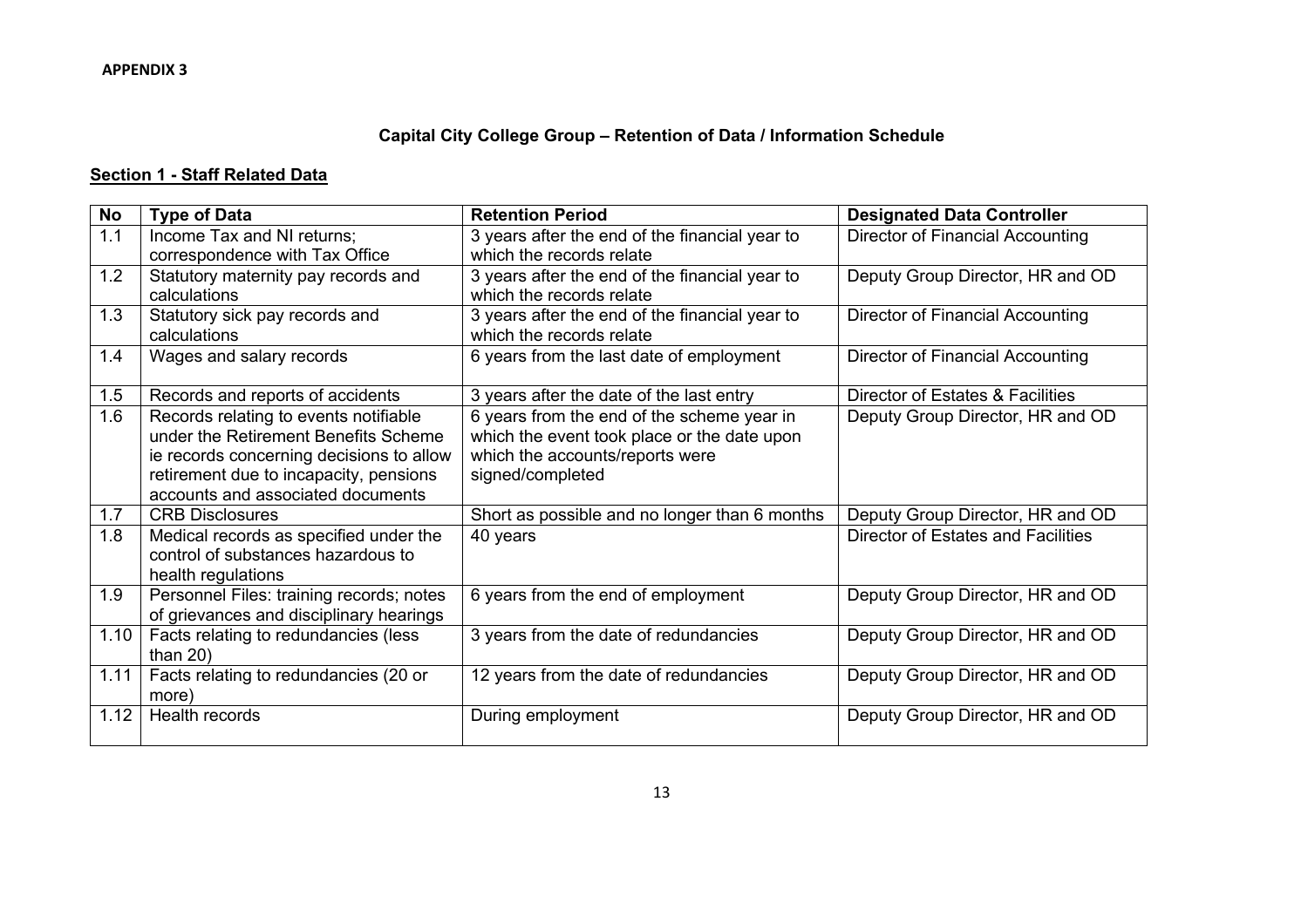**APPENDIX 3**

## Capital City College Group – Retention of Data / Information Schedule

### Section 1 - Staff Related Data

| No | Type of Data | Retention Period | Designated Data Controller |
|---|---|---|---|
| 1.1 | Income Tax and NI returns; correspondence with Tax Office | 3 years after the end of the financial year to which the records relate | Director of Financial Accounting |
| 1.2 | Statutory maternity pay records and calculations | 3 years after the end of the financial year to which the records relate | Deputy Group Director, HR and OD |
| 1.3 | Statutory sick pay records and calculations | 3 years after the end of the financial year to which the records relate | Director of Financial Accounting |
| 1.4 | Wages and salary records | 6 years from the last date of employment | Director of Financial Accounting |
| 1.5 | Records and reports of accidents | 3 years after the date of the last entry | Director of Estates & Facilities |
| 1.6 | Records relating to events notifiable under the Retirement Benefits Scheme ie records concerning decisions to allow retirement due to incapacity, pensions accounts and associated documents | 6 years from the end of the scheme year in which the event took place or the date upon which the accounts/reports were signed/completed | Deputy Group Director, HR and OD |
| 1.7 | CRB Disclosures | Short as possible and no longer than 6 months | Deputy Group Director, HR and OD |
| 1.8 | Medical records as specified under the control of substances hazardous to health regulations | 40 years | Director of Estates and Facilities |
| 1.9 | Personnel Files: training records; notes of grievances and disciplinary hearings | 6 years from the end of employment | Deputy Group Director, HR and OD |
| 1.10 | Facts relating to redundancies (less than 20) | 3 years from the date of redundancies | Deputy Group Director, HR and OD |
| 1.11 | Facts relating to redundancies (20 or more) | 12 years from the date of redundancies | Deputy Group Director, HR and OD |
| 1.12 | Health records | During employment | Deputy Group Director, HR and OD |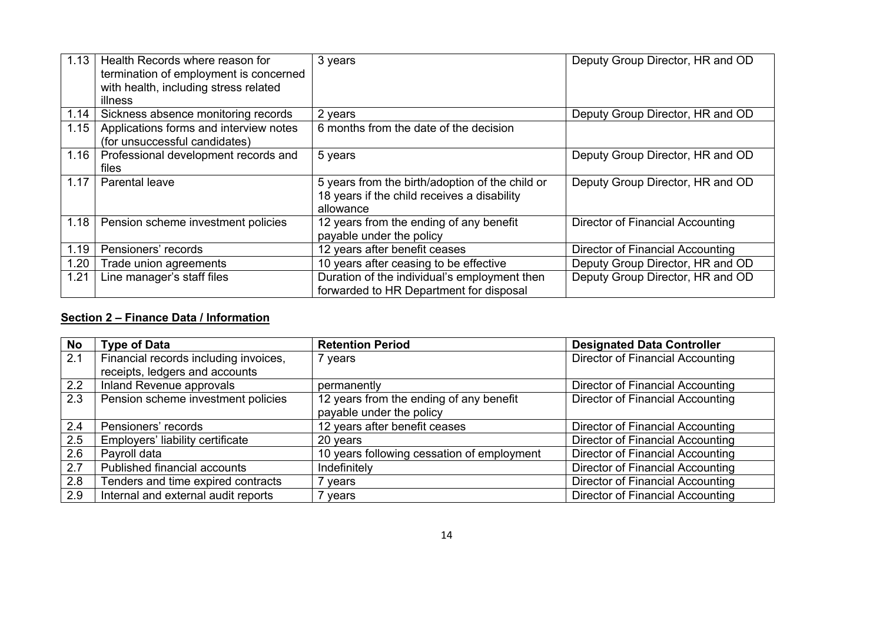| | | | |
|---|---|---|---|
| 1.13 | Health Records where reason for termination of employment is concerned with health, including stress related illness | 3 years | Deputy Group Director, HR and OD |
| 1.14 | Sickness absence monitoring records | 2 years | Deputy Group Director, HR and OD |
| 1.15 | Applications forms and interview notes (for unsuccessful candidates) | 6 months from the date of the decision | |
| 1.16 | Professional development records and files | 5 years | Deputy Group Director, HR and OD |
| 1.17 | Parental leave | 5 years from the birth/adoption of the child or 18 years if the child receives a disability allowance | Deputy Group Director, HR and OD |
| 1.18 | Pension scheme investment policies | 12 years from the ending of any benefit payable under the policy | Director of Financial Accounting |
| 1.19 | Pensioners' records | 12 years after benefit ceases | Director of Financial Accounting |
| 1.20 | Trade union agreements | 10 years after ceasing to be effective | Deputy Group Director, HR and OD |
| 1.21 | Line manager's staff files | Duration of the individual's employment then forwarded to HR Department for disposal | Deputy Group Director, HR and OD |

**Section 2 – Finance Data / Information**

| No | Type of Data | Retention Period | Designated Data Controller |
|---|---|---|---|
| 2.1 | Financial records including invoices, receipts, ledgers and accounts | 7 years | Director of Financial Accounting |
| 2.2 | Inland Revenue approvals | permanently | Director of Financial Accounting |
| 2.3 | Pension scheme investment policies | 12 years from the ending of any benefit payable under the policy | Director of Financial Accounting |
| 2.4 | Pensioners' records | 12 years after benefit ceases | Director of Financial Accounting |
| 2.5 | Employers' liability certificate | 20 years | Director of Financial Accounting |
| 2.6 | Payroll data | 10 years following cessation of employment | Director of Financial Accounting |
| 2.7 | Published financial accounts | Indefinitely | Director of Financial Accounting |
| 2.8 | Tenders and time expired contracts | 7 years | Director of Financial Accounting |
| 2.9 | Internal and external audit reports | 7 years | Director of Financial Accounting |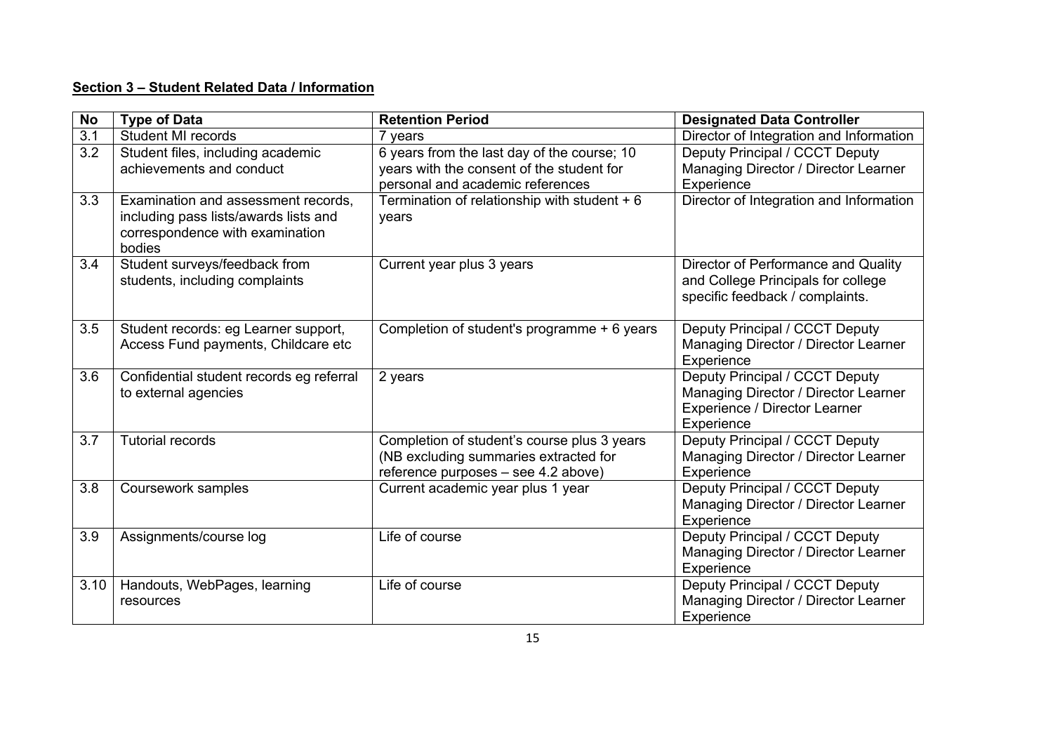**Section 3 – Student Related Data / Information**

| No | Type of Data | Retention Period | Designated Data Controller |
|---|---|---|---|
| 3.1 | Student MI records | 7 years | Director of Integration and Information |
| 3.2 | Student files, including academic achievements and conduct | 6 years from the last day of the course; 10 years with the consent of the student for personal and academic references | Deputy Principal / CCCT Deputy Managing Director / Director Learner Experience |
| 3.3 | Examination and assessment records, including pass lists/awards lists and correspondence with examination bodies | Termination of relationship with student + 6 years | Director of Integration and Information |
| 3.4 | Student surveys/feedback from students, including complaints | Current year plus 3 years | Director of Performance and Quality and College Principals for college specific feedback / complaints. |
| 3.5 | Student records: eg Learner support, Access Fund payments, Childcare etc | Completion of student's programme + 6 years | Deputy Principal / CCCT Deputy Managing Director / Director Learner Experience |
| 3.6 | Confidential student records eg referral to external agencies | 2 years | Deputy Principal / CCCT Deputy Managing Director / Director Learner Experience / Director Learner Experience |
| 3.7 | Tutorial records | Completion of student's course plus 3 years (NB excluding summaries extracted for reference purposes – see 4.2 above) | Deputy Principal / CCCT Deputy Managing Director / Director Learner Experience |
| 3.8 | Coursework samples | Current academic year plus 1 year | Deputy Principal / CCCT Deputy Managing Director / Director Learner Experience |
| 3.9 | Assignments/course log | Life of course | Deputy Principal / CCCT Deputy Managing Director / Director Learner Experience |
| 3.10 | Handouts, WebPages, learning resources | Life of course | Deputy Principal / CCCT Deputy Managing Director / Director Learner Experience |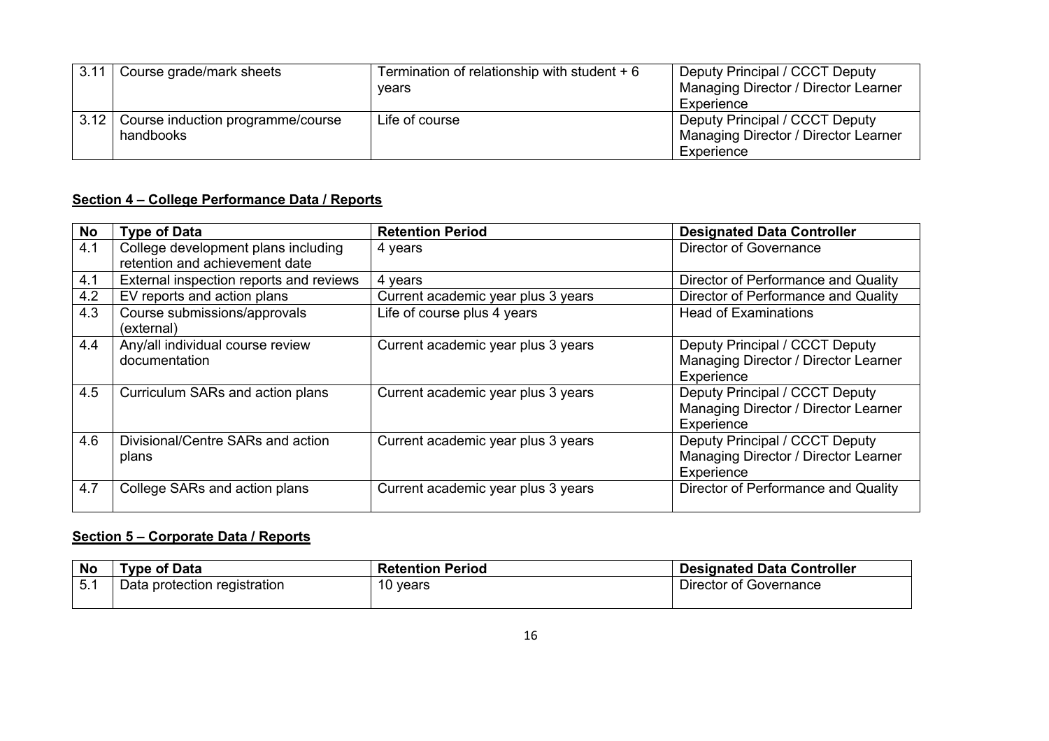| | | | |
|---|---|---|---|
| 3.11 | Course grade/mark sheets | Termination of relationship with student + 6 years | Deputy Principal / CCCT Deputy Managing Director / Director Learner Experience |
| 3.12 | Course induction programme/course handbooks | Life of course | Deputy Principal / CCCT Deputy Managing Director / Director Learner Experience |

## Section 4 – College Performance Data / Reports

| No | Type of Data | Retention Period | Designated Data Controller |
|---|---|---|---|
| 4.1 | College development plans including retention and achievement date | 4 years | Director of Governance |
| 4.1 | External inspection reports and reviews | 4 years | Director of Performance and Quality |
| 4.2 | EV reports and action plans | Current academic year plus 3 years | Director of Performance and Quality |
| 4.3 | Course submissions/approvals (external) | Life of course plus 4 years | Head of Examinations |
| 4.4 | Any/all individual course review documentation | Current academic year plus 3 years | Deputy Principal / CCCT Deputy Managing Director / Director Learner Experience |
| 4.5 | Curriculum SARs and action plans | Current academic year plus 3 years | Deputy Principal / CCCT Deputy Managing Director / Director Learner Experience |
| 4.6 | Divisional/Centre SARs and action plans | Current academic year plus 3 years | Deputy Principal / CCCT Deputy Managing Director / Director Learner Experience |
| 4.7 | College SARs and action plans | Current academic year plus 3 years | Director of Performance and Quality |

## Section 5 – Corporate Data / Reports

| No | Type of Data | Retention Period | Designated Data Controller |
|---|---|---|---|
| 5.1 | Data protection registration | 10 years | Director of Governance |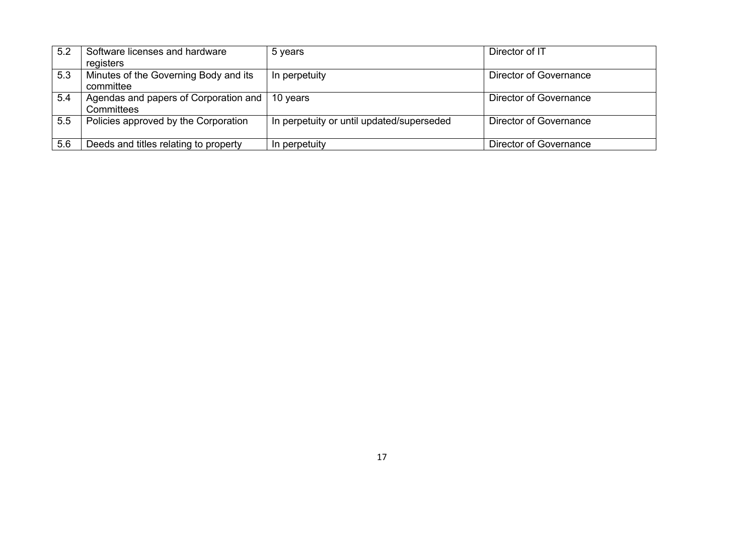| 5.2 | Software licenses and hardware registers | 5 years | Director of IT |
|---|---|---|---|
| 5.3 | Minutes of the Governing Body and its committee | In perpetuity | Director of Governance |
| 5.4 | Agendas and papers of Corporation and Committees | 10 years | Director of Governance |
| 5.5 | Policies approved by the Corporation | In perpetuity or until updated/superseded | Director of Governance |
| 5.6 | Deeds and titles relating to property | In perpetuity | Director of Governance |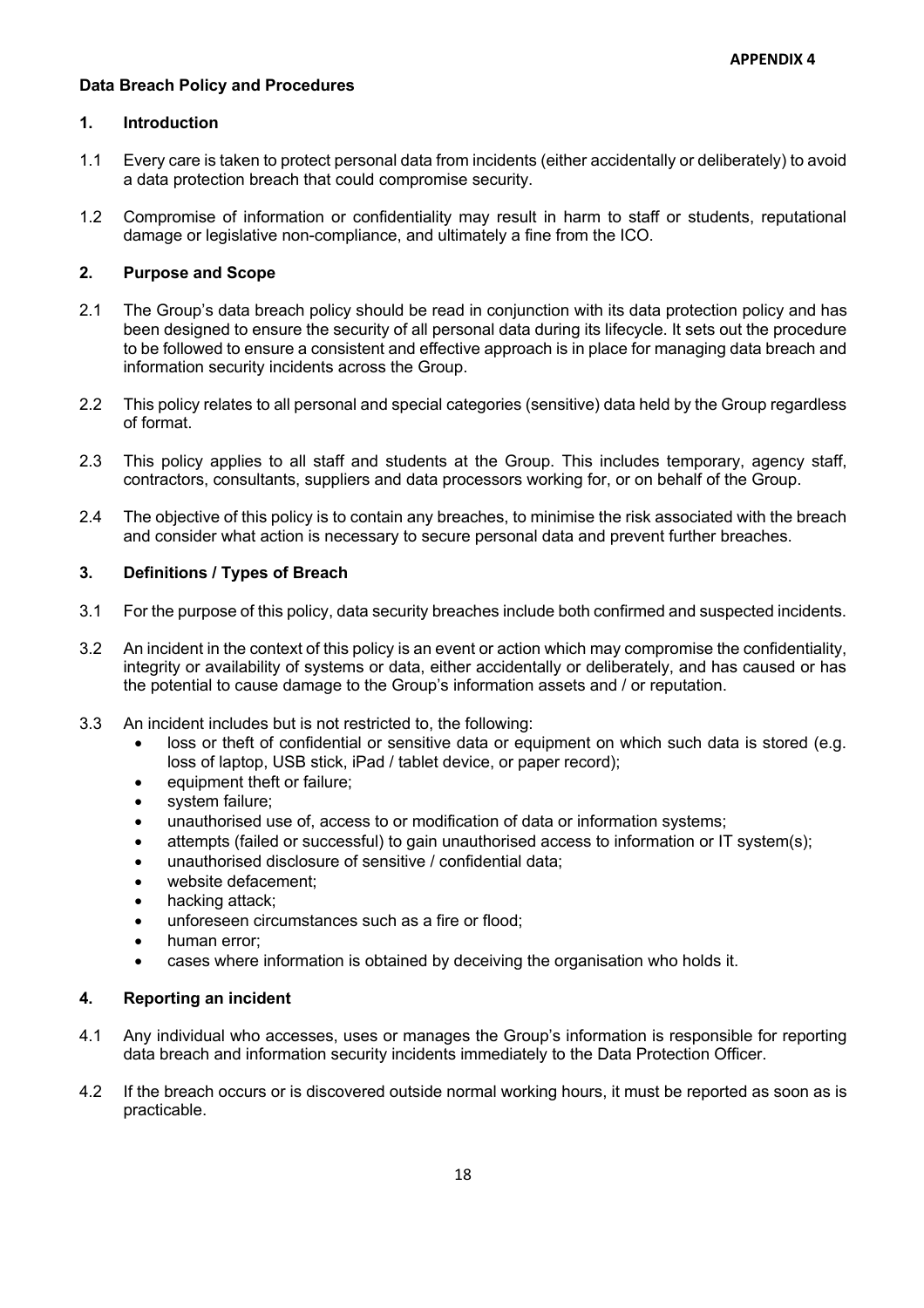**APPENDIX 4**

## Data Breach Policy and Procedures

### 1. Introduction

1.1 Every care is taken to protect personal data from incidents (either accidentally or deliberately) to avoid a data protection breach that could compromise security.

1.2 Compromise of information or confidentiality may result in harm to staff or students, reputational damage or legislative non-compliance, and ultimately a fine from the ICO.

### 2. Purpose and Scope

2.1 The Group's data breach policy should be read in conjunction with its data protection policy and has been designed to ensure the security of all personal data during its lifecycle. It sets out the procedure to be followed to ensure a consistent and effective approach is in place for managing data breach and information security incidents across the Group.

2.2 This policy relates to all personal and special categories (sensitive) data held by the Group regardless of format.

2.3 This policy applies to all staff and students at the Group. This includes temporary, agency staff, contractors, consultants, suppliers and data processors working for, or on behalf of the Group.

2.4 The objective of this policy is to contain any breaches, to minimise the risk associated with the breach and consider what action is necessary to secure personal data and prevent further breaches.

### 3. Definitions / Types of Breach

3.1 For the purpose of this policy, data security breaches include both confirmed and suspected incidents.

3.2 An incident in the context of this policy is an event or action which may compromise the confidentiality, integrity or availability of systems or data, either accidentally or deliberately, and has caused or has the potential to cause damage to the Group's information assets and / or reputation.

3.3 An incident includes but is not restricted to, the following:

- loss or theft of confidential or sensitive data or equipment on which such data is stored (e.g. loss of laptop, USB stick, iPad / tablet device, or paper record);
- equipment theft or failure;
- system failure;
- unauthorised use of, access to or modification of data or information systems;
- attempts (failed or successful) to gain unauthorised access to information or IT system(s);
- unauthorised disclosure of sensitive / confidential data;
- website defacement;
- hacking attack;
- unforeseen circumstances such as a fire or flood;
- human error;
- cases where information is obtained by deceiving the organisation who holds it.

### 4. Reporting an incident

4.1 Any individual who accesses, uses or manages the Group's information is responsible for reporting data breach and information security incidents immediately to the Data Protection Officer.

4.2 If the breach occurs or is discovered outside normal working hours, it must be reported as soon as is practicable.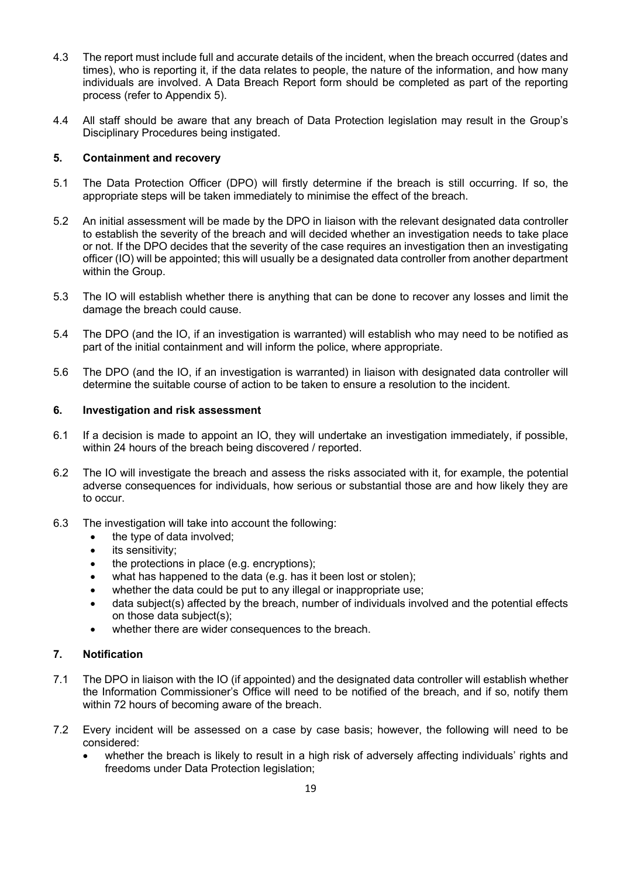4.3 The report must include full and accurate details of the incident, when the breach occurred (dates and times), who is reporting it, if the data relates to people, the nature of the information, and how many individuals are involved. A Data Breach Report form should be completed as part of the reporting process (refer to Appendix 5).

4.4 All staff should be aware that any breach of Data Protection legislation may result in the Group's Disciplinary Procedures being instigated.

## 5. Containment and recovery

5.1 The Data Protection Officer (DPO) will firstly determine if the breach is still occurring. If so, the appropriate steps will be taken immediately to minimise the effect of the breach.

5.2 An initial assessment will be made by the DPO in liaison with the relevant designated data controller to establish the severity of the breach and will decided whether an investigation needs to take place or not. If the DPO decides that the severity of the case requires an investigation then an investigating officer (IO) will be appointed; this will usually be a designated data controller from another department within the Group.

5.3 The IO will establish whether there is anything that can be done to recover any losses and limit the damage the breach could cause.

5.4 The DPO (and the IO, if an investigation is warranted) will establish who may need to be notified as part of the initial containment and will inform the police, where appropriate.

5.6 The DPO (and the IO, if an investigation is warranted) in liaison with designated data controller will determine the suitable course of action to be taken to ensure a resolution to the incident.

## 6. Investigation and risk assessment

6.1 If a decision is made to appoint an IO, they will undertake an investigation immediately, if possible, within 24 hours of the breach being discovered / reported.

6.2 The IO will investigate the breach and assess the risks associated with it, for example, the potential adverse consequences for individuals, how serious or substantial those are and how likely they are to occur.

6.3 The investigation will take into account the following:

- the type of data involved;
- its sensitivity;
- the protections in place (e.g. encryptions);
- what has happened to the data (e.g. has it been lost or stolen);
- whether the data could be put to any illegal or inappropriate use;
- data subject(s) affected by the breach, number of individuals involved and the potential effects on those data subject(s);
- whether there are wider consequences to the breach.

## 7. Notification

7.1 The DPO in liaison with the IO (if appointed) and the designated data controller will establish whether the Information Commissioner's Office will need to be notified of the breach, and if so, notify them within 72 hours of becoming aware of the breach.

7.2 Every incident will be assessed on a case by case basis; however, the following will need to be considered:

- whether the breach is likely to result in a high risk of adversely affecting individuals' rights and freedoms under Data Protection legislation;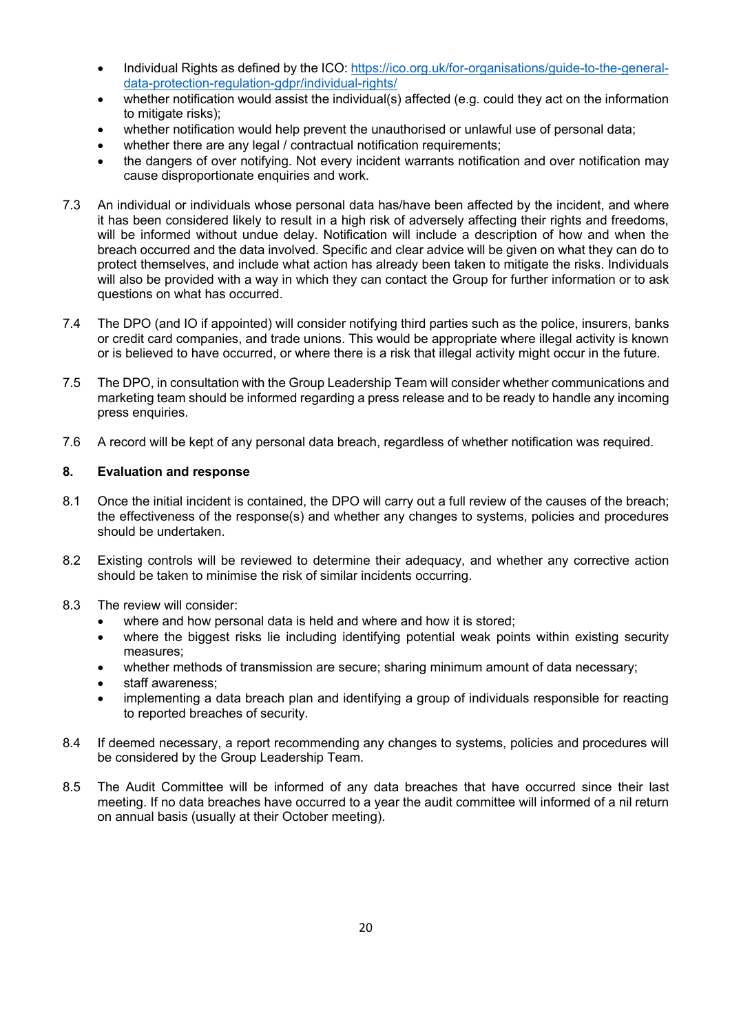- Individual Rights as defined by the ICO: [https://ico.org.uk/for-organisations/guide-to-the-general-data-protection-regulation-gdpr/individual-rights/](https://ico.org.uk/for-organisations/guide-to-the-general-data-protection-regulation-gdpr/individual-rights/)
- whether notification would assist the individual(s) affected (e.g. could they act on the information to mitigate risks);
- whether notification would help prevent the unauthorised or unlawful use of personal data;
- whether there are any legal / contractual notification requirements;
- the dangers of over notifying. Not every incident warrants notification and over notification may cause disproportionate enquiries and work.

7.3 An individual or individuals whose personal data has/have been affected by the incident, and where it has been considered likely to result in a high risk of adversely affecting their rights and freedoms, will be informed without undue delay. Notification will include a description of how and when the breach occurred and the data involved. Specific and clear advice will be given on what they can do to protect themselves, and include what action has already been taken to mitigate the risks. Individuals will also be provided with a way in which they can contact the Group for further information or to ask questions on what has occurred.

7.4 The DPO (and IO if appointed) will consider notifying third parties such as the police, insurers, banks or credit card companies, and trade unions. This would be appropriate where illegal activity is known or is believed to have occurred, or where there is a risk that illegal activity might occur in the future.

7.5 The DPO, in consultation with the Group Leadership Team will consider whether communications and marketing team should be informed regarding a press release and to be ready to handle any incoming press enquiries.

7.6 A record will be kept of any personal data breach, regardless of whether notification was required.

## 8. Evaluation and response

8.1 Once the initial incident is contained, the DPO will carry out a full review of the causes of the breach; the effectiveness of the response(s) and whether any changes to systems, policies and procedures should be undertaken.

8.2 Existing controls will be reviewed to determine their adequacy, and whether any corrective action should be taken to minimise the risk of similar incidents occurring.

8.3 The review will consider:

- where and how personal data is held and where and how it is stored;
- where the biggest risks lie including identifying potential weak points within existing security measures;
- whether methods of transmission are secure; sharing minimum amount of data necessary;
- staff awareness;
- implementing a data breach plan and identifying a group of individuals responsible for reacting to reported breaches of security.

8.4 If deemed necessary, a report recommending any changes to systems, policies and procedures will be considered by the Group Leadership Team.

8.5 The Audit Committee will be informed of any data breaches that have occurred since their last meeting. If no data breaches have occurred to a year the audit committee will informed of a nil return on annual basis (usually at their October meeting).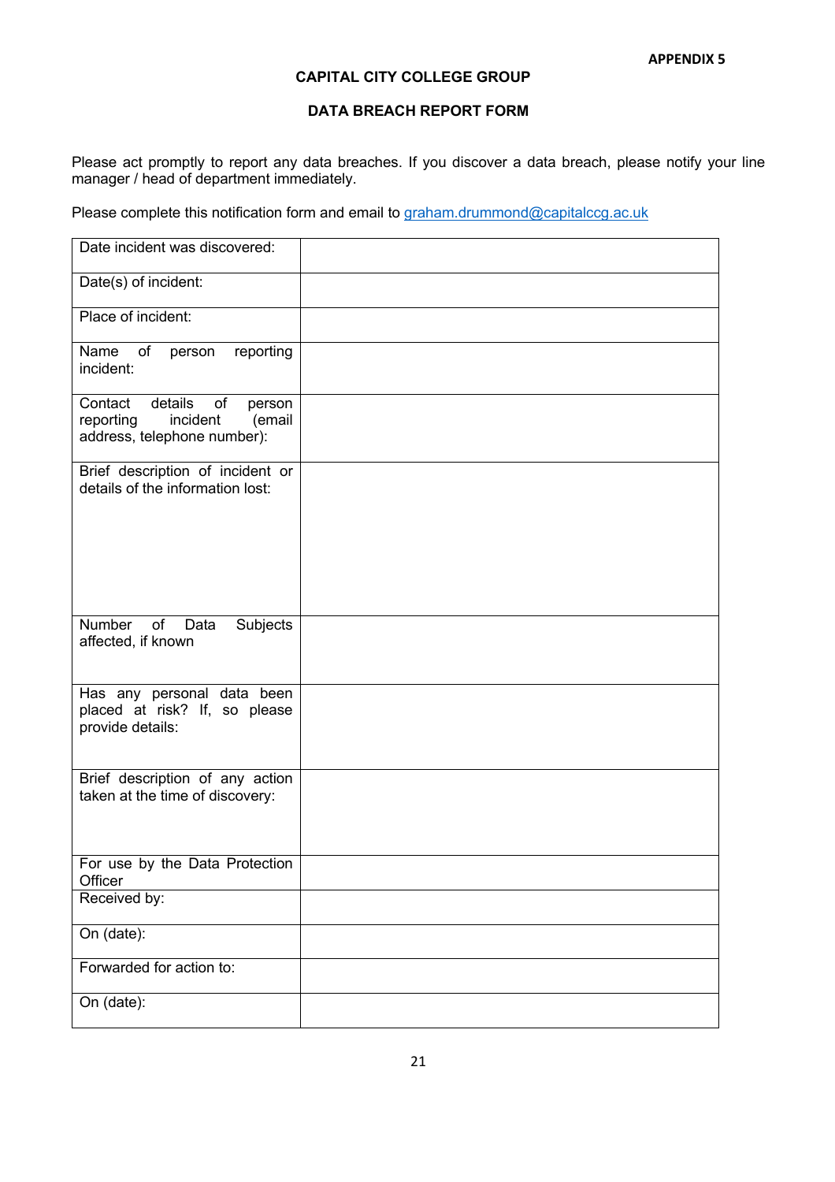**APPENDIX 5**

# CAPITAL CITY COLLEGE GROUP

## DATA BREACH REPORT FORM

Please act promptly to report any data breaches. If you discover a data breach, please notify your line manager / head of department immediately.

Please complete this notification form and email to graham.drummond@capitalccg.ac.uk

| | |
|---|---|
| Date incident was discovered: | |
| Date(s) of incident: | |
| Place of incident: | |
| Name of person reporting incident: | |
| Contact details of person reporting incident (email address, telephone number): | |
| Brief description of incident or details of the information lost: | |
| Number of Data Subjects affected, if known | |
| Has any personal data been placed at risk? If, so please provide details: | |
| Brief description of any action taken at the time of discovery: | |
| For use by the Data Protection Officer | |
| Received by: | |
| On (date): | |
| Forwarded for action to: | |
| On (date): | |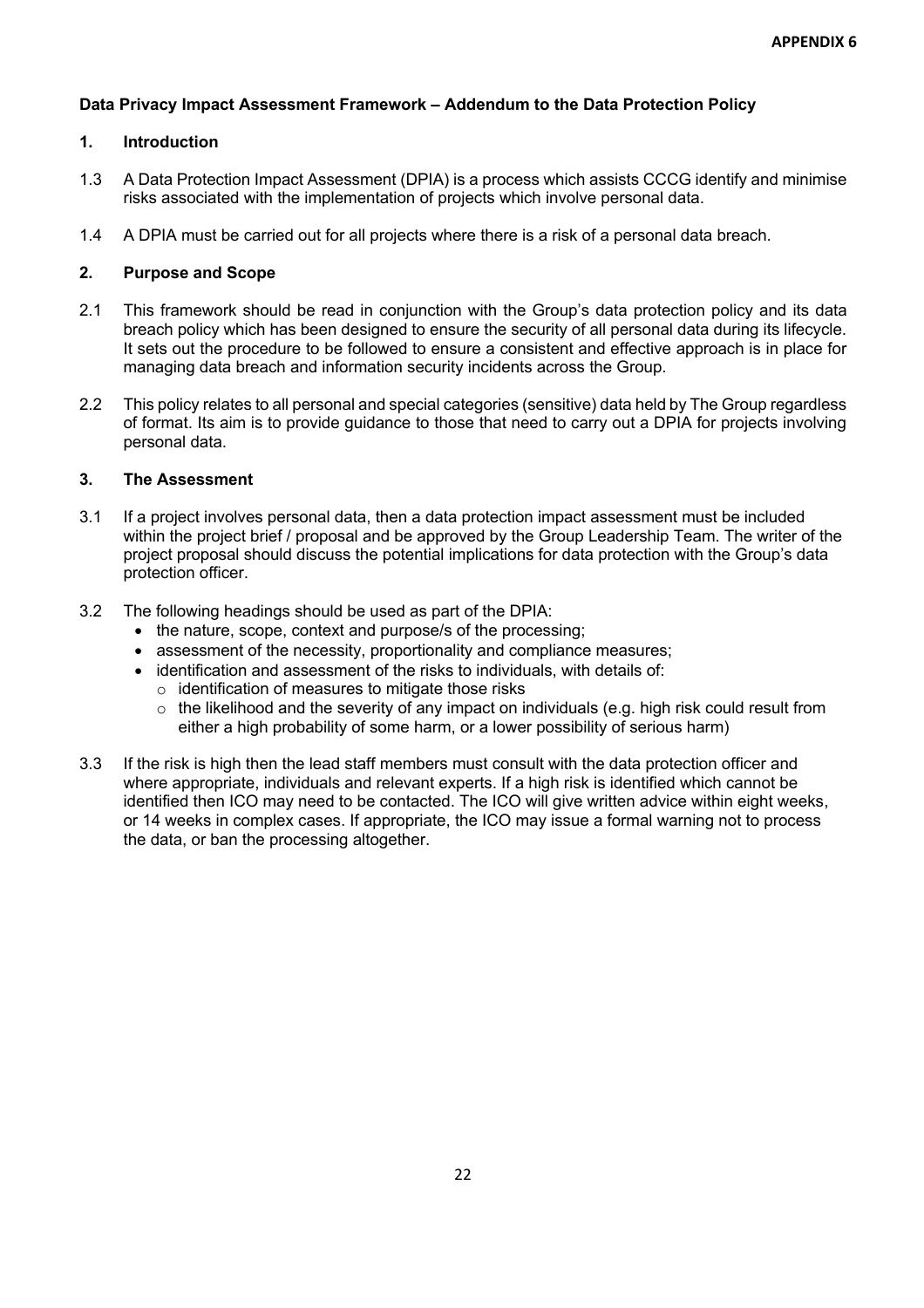**APPENDIX 6**

**Data Privacy Impact Assessment Framework – Addendum to the Data Protection Policy**

**1. Introduction**

1.3 A Data Protection Impact Assessment (DPIA) is a process which assists CCCG identify and minimise risks associated with the implementation of projects which involve personal data.

1.4 A DPIA must be carried out for all projects where there is a risk of a personal data breach.

**2. Purpose and Scope**

2.1 This framework should be read in conjunction with the Group's data protection policy and its data breach policy which has been designed to ensure the security of all personal data during its lifecycle. It sets out the procedure to be followed to ensure a consistent and effective approach is in place for managing data breach and information security incidents across the Group.

2.2 This policy relates to all personal and special categories (sensitive) data held by The Group regardless of format. Its aim is to provide guidance to those that need to carry out a DPIA for projects involving personal data.

**3. The Assessment**

3.1 If a project involves personal data, then a data protection impact assessment must be included within the project brief / proposal and be approved by the Group Leadership Team. The writer of the project proposal should discuss the potential implications for data protection with the Group's data protection officer.

3.2 The following headings should be used as part of the DPIA:

- the nature, scope, context and purpose/s of the processing;
- assessment of the necessity, proportionality and compliance measures;
- identification and assessment of the risks to individuals, with details of:
  - identification of measures to mitigate those risks
  - the likelihood and the severity of any impact on individuals (e.g. high risk could result from either a high probability of some harm, or a lower possibility of serious harm)

3.3 If the risk is high then the lead staff members must consult with the data protection officer and where appropriate, individuals and relevant experts. If a high risk is identified which cannot be identified then ICO may need to be contacted. The ICO will give written advice within eight weeks, or 14 weeks in complex cases. If appropriate, the ICO may issue a formal warning not to process the data, or ban the processing altogether.